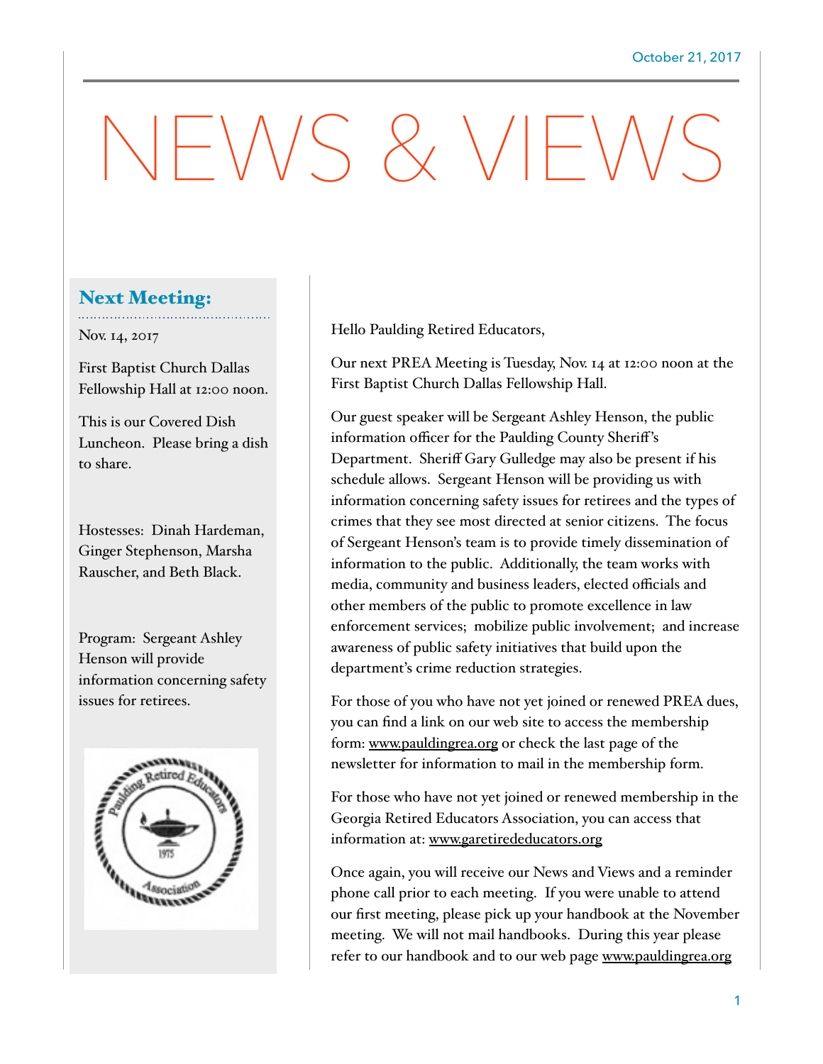October 21, 2017

# NEWS & VIEWS

## Next Meeting:

Nov. 14, 2017

First Baptist Church Dallas Fellowship Hall at 12:00 noon.

This is our Covered Dish Luncheon. Please bring a dish to share.

Hostesses: Dinah Hardeman, Ginger Stephenson, Marsha Rauscher, and Beth Black.

Program: Sergeant Ashley Henson will provide information concerning safety issues for retirees.

Hello Paulding Retired Educators,

Our next PREA Meeting is Tuesday, Nov. 14 at 12:00 noon at the First Baptist Church Dallas Fellowship Hall.

Our guest speaker will be Sergeant Ashley Henson, the public information officer for the Paulding County Sheriff's Department. Sheriff Gary Gulledge may also be present if his schedule allows. Sergeant Henson will be providing us with information concerning safety issues for retirees and the types of crimes that they see most directed at senior citizens. The focus of Sergeant Henson's team is to provide timely dissemination of information to the public. Additionally, the team works with media, community and business leaders, elected officials and other members of the public to promote excellence in law enforcement services; mobilize public involvement; and increase awareness of public safety initiatives that build upon the department's crime reduction strategies.

For those of you who have not yet joined or renewed PREA dues, you can find a link on our web site to access the membership form: www.pauldingrea.org or check the last page of the newsletter for information to mail in the membership form.

For those who have not yet joined or renewed membership in the Georgia Retired Educators Association, you can access that information at: www.garetirededucators.org

Once again, you will receive our News and Views and a reminder phone call prior to each meeting. If you were unable to attend our first meeting, please pick up your handbook at the November meeting. We will not mail handbooks. During this year please refer to our handbook and to our web page www.pauldingrea.org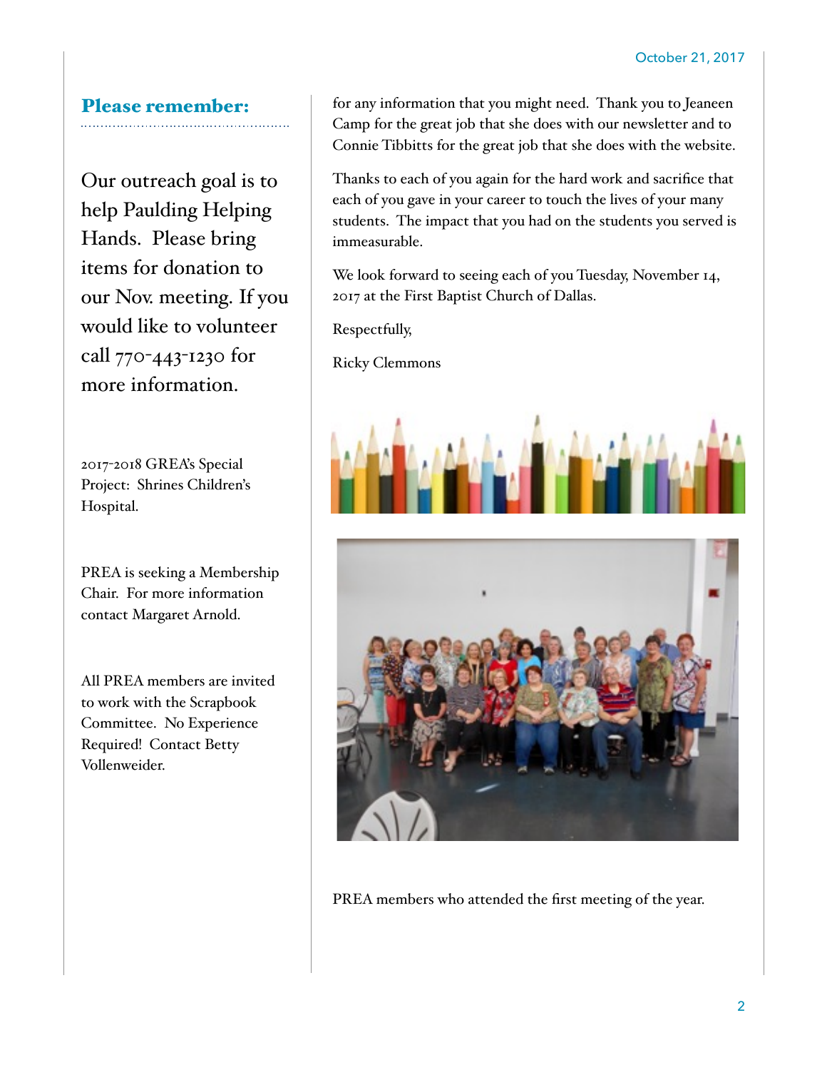## Please remember:

Our outreach goal is to help Paulding Helping Hands. Please bring items for donation to our Nov. meeting. If you would like to volunteer call 770-443-1230 for more information.

2017-2018 GREA's Special Project: Shrines Children's Hospital.

PREA is seeking a Membership Chair. For more information contact Margaret Arnold.

All PREA members are invited to work with the Scrapbook Committee. No Experience Required! Contact Betty Vollenweider.

for any information that you might need. Thank you to Jeaneen Camp for the great job that she does with our newsletter and to Connie Tibbitts for the great job that she does with the website.

Thanks to each of you again for the hard work and sacrifice that each of you gave in your career to touch the lives of your many students. The impact that you had on the students you served is immeasurable.

We look forward to seeing each of you Tuesday, November 14, 2017 at the First Baptist Church of Dallas.

Respectfully,

Ricky Clemmons

PREA members who attended the first meeting of the year.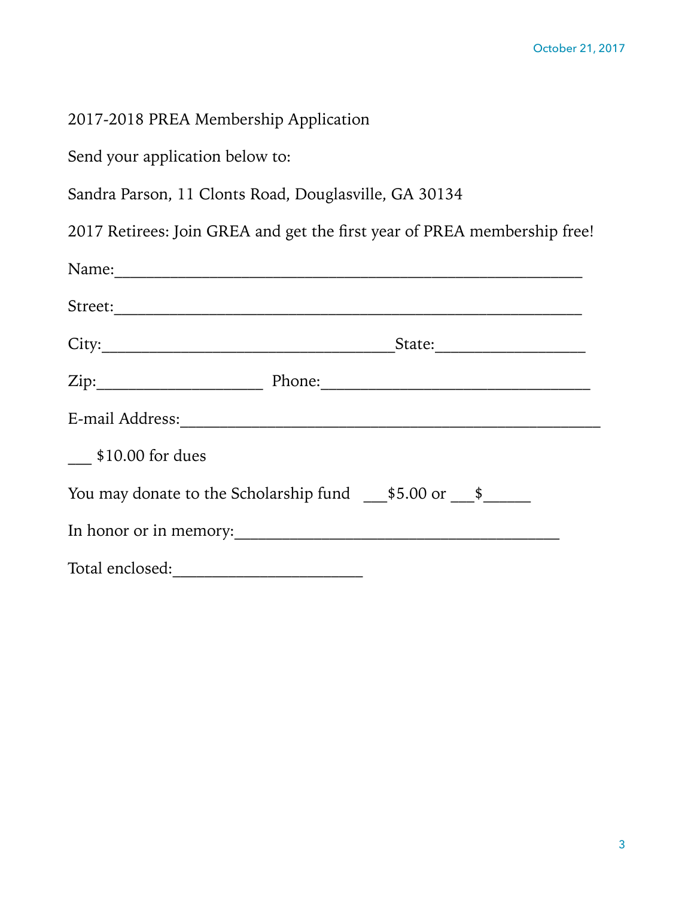2017-2018 PREA Membership Application

Send your application below to:

Sandra Parson, 11 Clonts Road, Douglasville, GA 30134

2017 Retirees: Join GREA and get the first year of PREA membership free!

Name:_______________________________________________________

Street:_______________________________________________________

City:__________________________________State:__________________

Zip:____________________ Phone:________________________________

E-mail Address:__________________________________________________

___ $10.00 for dues

You may donate to the Scholarship fund ___$5.00 or ___$______

In honor or in memory:_______________________________________

Total enclosed:_______________________